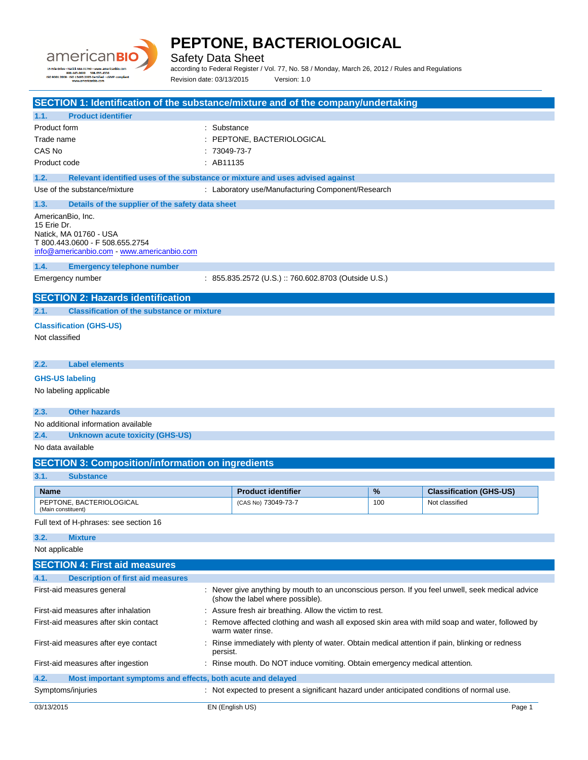# PEPTONE, BACTERIOLOGICAL

Safety Data Sheet

according to Federal Register / Vol. 77, No. 58 / Monday, March 26, 2012 / Rules and Regulations

Revision date: 03/13/2015 Version: 1.0

## SECTION 1: Identification of the substance/mixture and of the company/undertaking

### 1.1. Product identifier

Product form : Substance

Trade name : PEPTONE, BACTERIOLOGICAL

CAS No : 73049-73-7

Product code : AB11135

### 1.2. Relevant identified uses of the substance or mixture and uses advised against

Use of the substance/mixture : Laboratory use/Manufacturing Component/Research

### 1.3. Details of the supplier of the safety data sheet

AmericanBio, Inc.
15 Erie Dr.
Natick, MA 01760 - USA
T 800.443.0600 - F 508.655.2754
info@americanbio.com - www.americanbio.com

### 1.4. Emergency telephone number

Emergency number : 855.835.2572 (U.S.) :: 760.602.8703 (Outside U.S.)

## SECTION 2: Hazards identification

### 2.1. Classification of the substance or mixture

**Classification (GHS-US)**

Not classified

### 2.2. Label elements

**GHS-US labeling**

No labeling applicable

### 2.3. Other hazards

No additional information available

### 2.4. Unknown acute toxicity (GHS-US)

No data available

## SECTION 3: Composition/information on ingredients

### 3.1. Substance

| Name | Product identifier | % | Classification (GHS-US) |
|---|---|---|---|
| PEPTONE, BACTERIOLOGICAL (Main constituent) | (CAS No) 73049-73-7 | 100 | Not classified |

Full text of H-phrases: see section 16

### 3.2. Mixture

Not applicable

## SECTION 4: First aid measures

### 4.1. Description of first aid measures

First-aid measures general : Never give anything by mouth to an unconscious person. If you feel unwell, seek medical advice (show the label where possible).

First-aid measures after inhalation : Assure fresh air breathing. Allow the victim to rest.

First-aid measures after skin contact : Remove affected clothing and wash all exposed skin area with mild soap and water, followed by warm water rinse.

First-aid measures after eye contact : Rinse immediately with plenty of water. Obtain medical attention if pain, blinking or redness persist.

First-aid measures after ingestion : Rinse mouth. Do NOT induce vomiting. Obtain emergency medical attention.

### 4.2. Most important symptoms and effects, both acute and delayed

Symptoms/injuries : Not expected to present a significant hazard under anticipated conditions of normal use.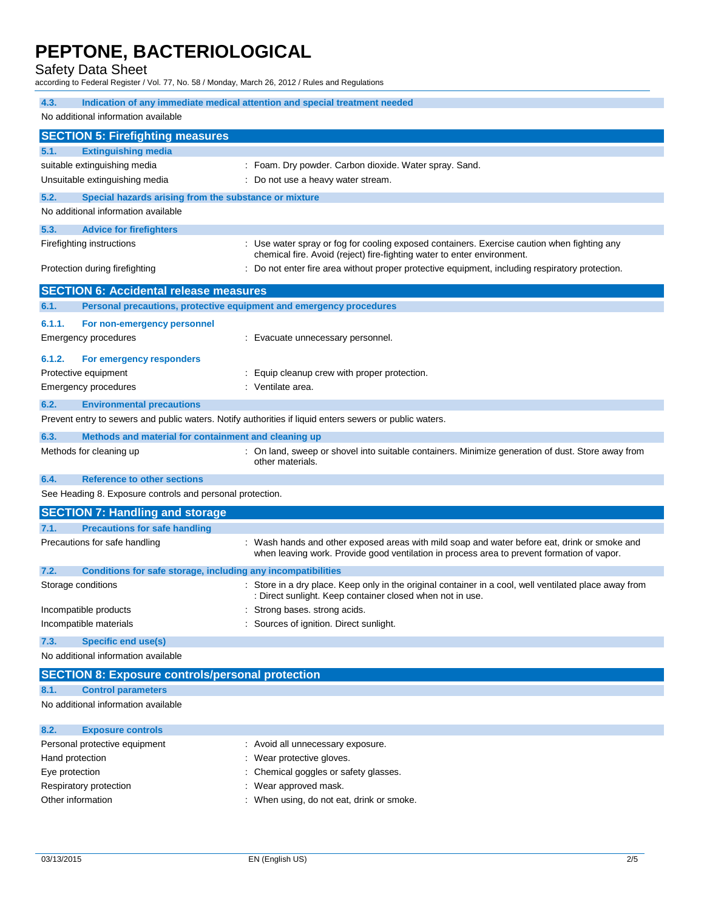### 4.3. Indication of any immediate medical attention and special treatment needed

No additional information available

## SECTION 5: Firefighting measures

### 5.1. Extinguishing media

| | |
|---|---|
| suitable extinguishing media | : Foam. Dry powder. Carbon dioxide. Water spray. Sand. |
| Unsuitable extinguishing media | : Do not use a heavy water stream. |

### 5.2. Special hazards arising from the substance or mixture

No additional information available

### 5.3. Advice for firefighters

| | |
|---|---|
| Firefighting instructions | : Use water spray or fog for cooling exposed containers. Exercise caution when fighting any chemical fire. Avoid (reject) fire-fighting water to enter environment. |
| Protection during firefighting | : Do not enter fire area without proper protective equipment, including respiratory protection. |

## SECTION 6: Accidental release measures

### 6.1. Personal precautions, protective equipment and emergency procedures

#### 6.1.1. For non-emergency personnel

| | |
|---|---|
| Emergency procedures | : Evacuate unnecessary personnel. |

#### 6.1.2. For emergency responders

| | |
|---|---|
| Protective equipment | : Equip cleanup crew with proper protection. |
| Emergency procedures | : Ventilate area. |

### 6.2. Environmental precautions

Prevent entry to sewers and public waters. Notify authorities if liquid enters sewers or public waters.

### 6.3. Methods and material for containment and cleaning up

| | |
|---|---|
| Methods for cleaning up | : On land, sweep or shovel into suitable containers. Minimize generation of dust. Store away from other materials. |

### 6.4. Reference to other sections

See Heading 8. Exposure controls and personal protection.

## SECTION 7: Handling and storage

### 7.1. Precautions for safe handling

| | |
|---|---|
| Precautions for safe handling | : Wash hands and other exposed areas with mild soap and water before eat, drink or smoke and when leaving work. Provide good ventilation in process area to prevent formation of vapor. |

### 7.2. Conditions for safe storage, including any incompatibilities

| | |
|---|---|
| Storage conditions | : Store in a dry place. Keep only in the original container in a cool, well ventilated place away from : Direct sunlight. Keep container closed when not in use. |
| Incompatible products | : Strong bases. strong acids. |
| Incompatible materials | : Sources of ignition. Direct sunlight. |

### 7.3. Specific end use(s)

No additional information available

## SECTION 8: Exposure controls/personal protection

### 8.1. Control parameters

No additional information available

### 8.2. Exposure controls

| | |
|---|---|
| Personal protective equipment | : Avoid all unnecessary exposure. |
| Hand protection | : Wear protective gloves. |
| Eye protection | : Chemical goggles or safety glasses. |
| Respiratory protection | : Wear approved mask. |
| Other information | : When using, do not eat, drink or smoke. |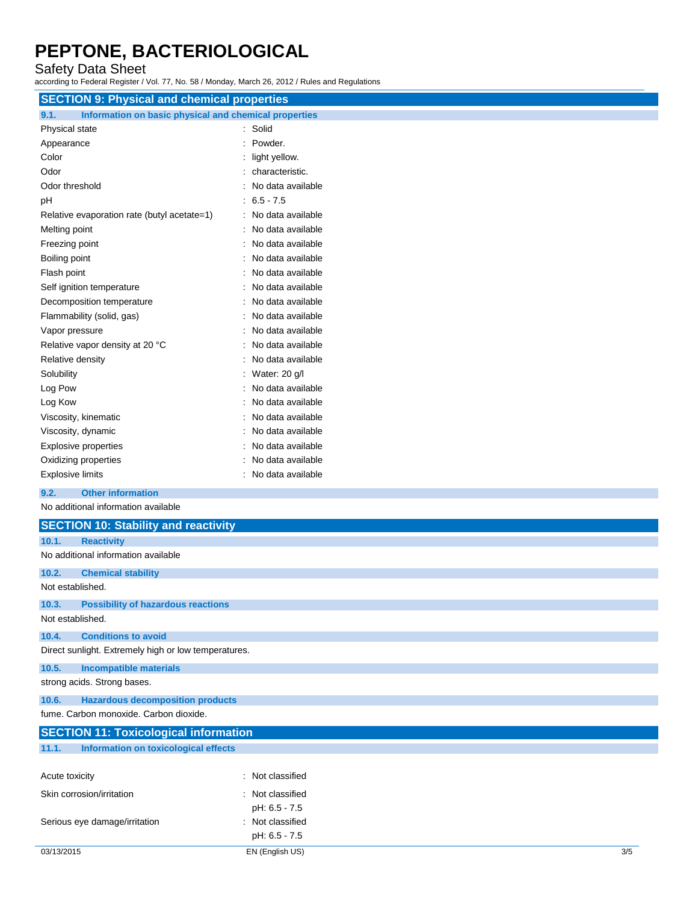## SECTION 9: Physical and chemical properties

### 9.1. Information on basic physical and chemical properties

| | |
|---|---|
| Physical state | : Solid |
| Appearance | : Powder. |
| Color | : light yellow. |
| Odor | : characteristic. |
| Odor threshold | : No data available |
| pH | : 6.5 - 7.5 |
| Relative evaporation rate (butyl acetate=1) | : No data available |
| Melting point | : No data available |
| Freezing point | : No data available |
| Boiling point | : No data available |
| Flash point | : No data available |
| Self ignition temperature | : No data available |
| Decomposition temperature | : No data available |
| Flammability (solid, gas) | : No data available |
| Vapor pressure | : No data available |
| Relative vapor density at 20 °C | : No data available |
| Relative density | : No data available |
| Solubility | : Water: 20 g/l |
| Log Pow | : No data available |
| Log Kow | : No data available |
| Viscosity, kinematic | : No data available |
| Viscosity, dynamic | : No data available |
| Explosive properties | : No data available |
| Oxidizing properties | : No data available |
| Explosive limits | : No data available |

### 9.2. Other information

No additional information available

## SECTION 10: Stability and reactivity

### 10.1. Reactivity

No additional information available

### 10.2. Chemical stability

Not established.

### 10.3. Possibility of hazardous reactions

Not established.

### 10.4. Conditions to avoid

Direct sunlight. Extremely high or low temperatures.

### 10.5. Incompatible materials

strong acids. Strong bases.

### 10.6. Hazardous decomposition products

fume. Carbon monoxide. Carbon dioxide.

## SECTION 11: Toxicological information

### 11.1. Information on toxicological effects

| | |
|---|---|
| Acute toxicity | : Not classified |
| Skin corrosion/irritation | : Not classified<br>pH: 6.5 - 7.5 |
| Serious eye damage/irritation | : Not classified<br>pH: 6.5 - 7.5 |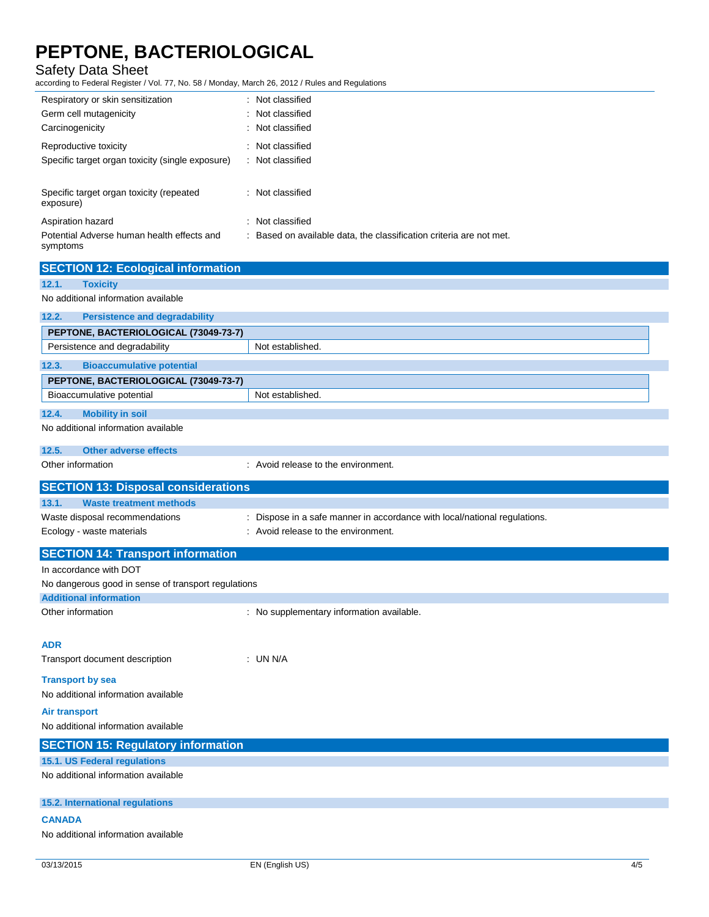Respiratory or skin sensitization : Not classified

Germ cell mutagenicity : Not classified

Carcinogenicity : Not classified

Reproductive toxicity : Not classified

Specific target organ toxicity (single exposure) : Not classified

Specific target organ toxicity (repeated exposure) : Not classified

Aspiration hazard : Not classified

Potential Adverse human health effects and symptoms : Based on available data, the classification criteria are not met.

## SECTION 12: Ecological information

### 12.1. Toxicity

No additional information available

### 12.2. Persistence and degradability

| PEPTONE, BACTERIOLOGICAL (73049-73-7) | |
|---|---|
| Persistence and degradability | Not established. |

### 12.3. Bioaccumulative potential

| PEPTONE, BACTERIOLOGICAL (73049-73-7) | |
|---|---|
| Bioaccumulative potential | Not established. |

### 12.4. Mobility in soil

No additional information available

### 12.5. Other adverse effects

Other information : Avoid release to the environment.

## SECTION 13: Disposal considerations

### 13.1. Waste treatment methods

Waste disposal recommendations : Dispose in a safe manner in accordance with local/national regulations.

Ecology - waste materials : Avoid release to the environment.

## SECTION 14: Transport information

In accordance with DOT

No dangerous good in sense of transport regulations

### Additional information

Other information : No supplementary information available.

**ADR**

Transport document description : UN N/A

**Transport by sea**

No additional information available

**Air transport**

No additional information available

## SECTION 15: Regulatory information

### 15.1. US Federal regulations

No additional information available

### 15.2. International regulations

**CANADA**

No additional information available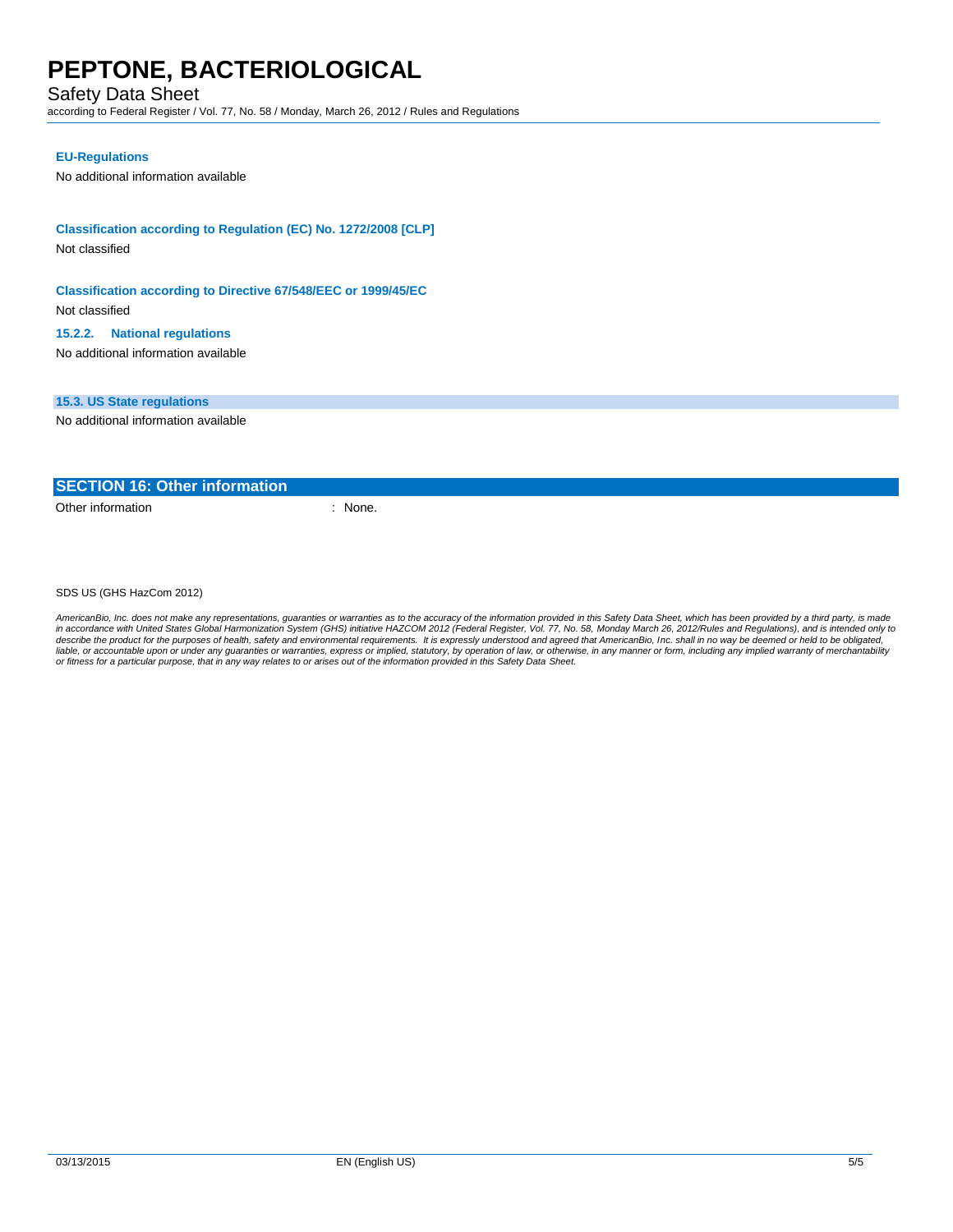#### EU-Regulations

No additional information available

#### Classification according to Regulation (EC) No. 1272/2008 [CLP]

Not classified

#### Classification according to Directive 67/548/EEC or 1999/45/EC

Not classified

#### 15.2.2. National regulations

No additional information available

### 15.3. US State regulations

No additional information available

## SECTION 16: Other information

Other information : None.

SDS US (GHS HazCom 2012)

*AmericanBio, Inc. does not make any representations, guaranties or warranties as to the accuracy of the information provided in this Safety Data Sheet, which has been provided by a third party, is made in accordance with United States Global Harmonization System (GHS) initiative HAZCOM 2012 (Federal Register, Vol. 77, No. 58, Monday March 26, 2012/Rules and Regulations), and is intended only to describe the product for the purposes of health, safety and environmental requirements. It is expressly understood and agreed that AmericanBio, Inc. shall in no way be deemed or held to be obligated, liable, or accountable upon or under any guaranties or warranties, express or implied, statutory, by operation of law, or otherwise, in any manner or form, including any implied warranty of merchantability or fitness for a particular purpose, that in any way relates to or arises out of the information provided in this Safety Data Sheet.*